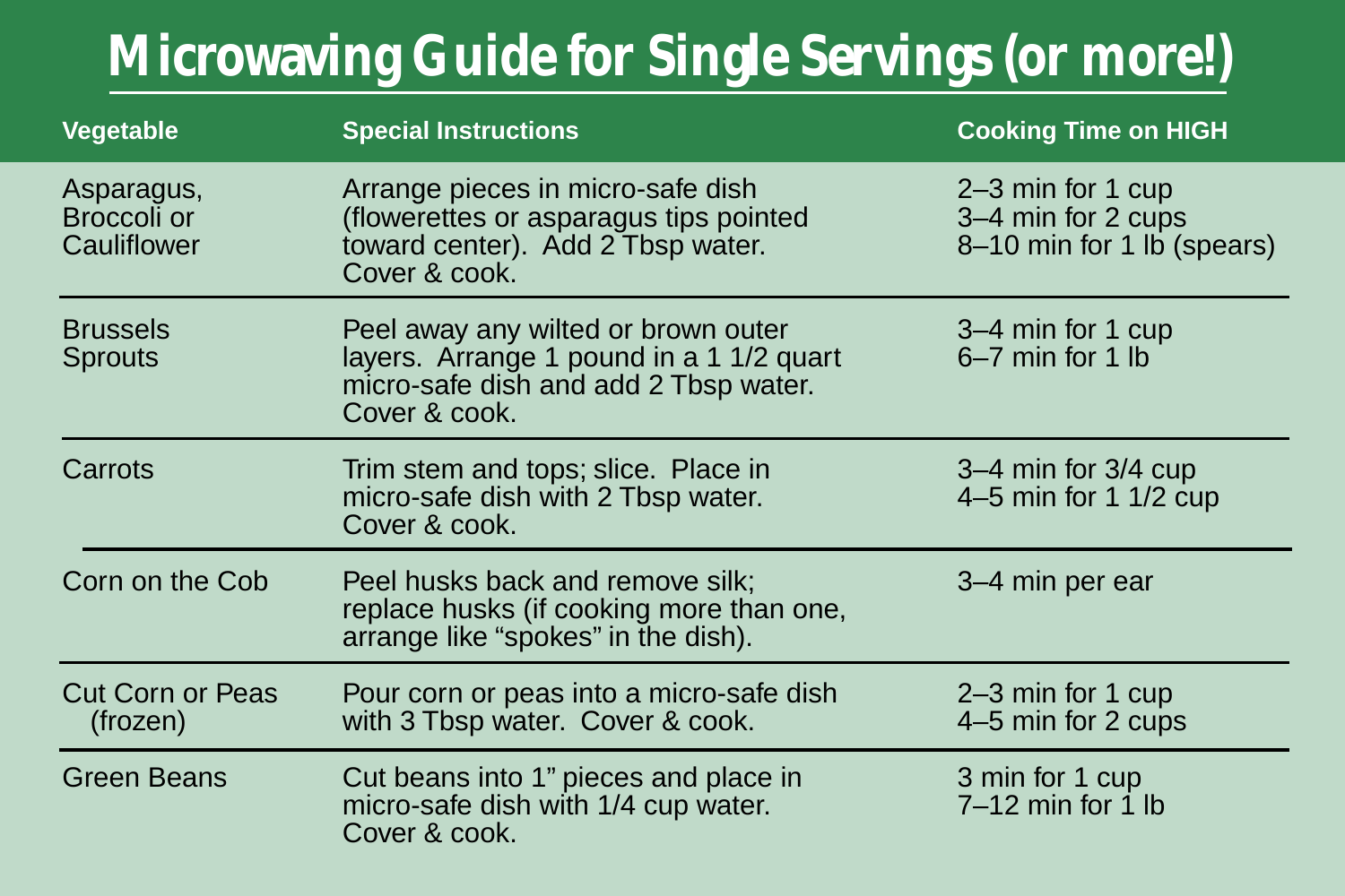# Microwaving Guide for Single Servings (or more!)

| Vegetable | Special Instructions | Cooking Time on HIGH |
| --- | --- | --- |
| Asparagus, Broccoli or Cauliflower | Arrange pieces in micro-safe dish (flowerettes or asparagus tips pointed toward center). Add 2 Tbsp water. Cover & cook. | 2–3 min for 1 cup<br>3–4 min for 2 cups<br>8–10 min for 1 lb (spears) |
| Brussels Sprouts | Peel away any wilted or brown outer layers. Arrange 1 pound in a 1 1/2 quart micro-safe dish and add 2 Tbsp water. Cover & cook. | 3–4 min for 1 cup<br>6–7 min for 1 lb |
| Carrots | Trim stem and tops; slice. Place in micro-safe dish with 2 Tbsp water. Cover & cook. | 3–4 min for 3/4 cup<br>4–5 min for 1 1/2 cup |
| Corn on the Cob | Peel husks back and remove silk; replace husks (if cooking more than one, arrange like “spokes” in the dish). | 3–4 min per ear |
| Cut Corn or Peas (frozen) | Pour corn or peas into a micro-safe dish with 3 Tbsp water. Cover & cook. | 2–3 min for 1 cup<br>4–5 min for 2 cups |
| Green Beans | Cut beans into 1” pieces and place in micro-safe dish with 1/4 cup water. Cover & cook. | 3 min for 1 cup<br>7–12 min for 1 lb |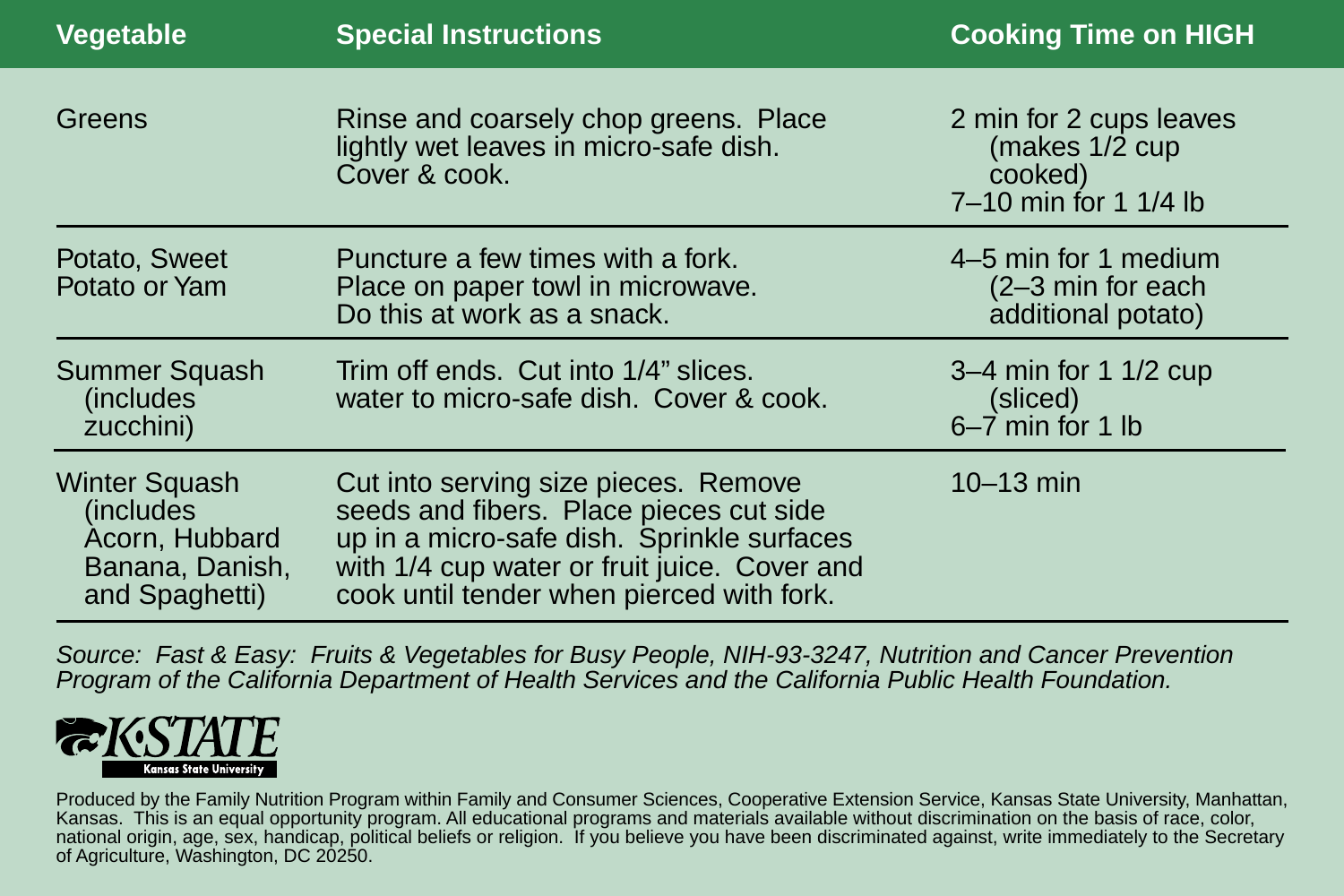| Vegetable | Special Instructions | Cooking Time on HIGH |
|---|---|---|
| Greens | Rinse and coarsely chop greens. Place lightly wet leaves in micro-safe dish. Cover & cook. | 2 min for 2 cups leaves (makes 1/2 cup cooked)<br>7–10 min for 1 1/4 lb |
| Potato, Sweet Potato or Yam | Puncture a few times with a fork. Place on paper towel in microwave. Do this at work as a snack. | 4–5 min for 1 medium (2–3 min for each additional potato) |
| Summer Squash (includes zucchini) | Trim off ends. Cut into 1/4" slices. water to micro-safe dish. Cover & cook. | 3–4 min for 1 1/2 cup (sliced)<br>6–7 min for 1 lb |
| Winter Squash (includes Acorn, Hubbard Banana, Danish, and Spaghetti) | Cut into serving size pieces. Remove seeds and fibers. Place pieces cut side up in a micro-safe dish. Sprinkle surfaces with 1/4 cup water or fruit juice. Cover and cook until tender when pierced with fork. | 10–13 min |

*Source: Fast & Easy: Fruits & Vegetables for Busy People, NIH-93-3247, Nutrition and Cancer Prevention Program of the California Department of Health Services and the California Public Health Foundation.*

K-STATE
Kansas State University

Produced by the Family Nutrition Program within Family and Consumer Sciences, Cooperative Extension Service, Kansas State University, Manhattan, Kansas. This is an equal opportunity program. All educational programs and materials available without discrimination on the basis of race, color, national origin, age, sex, handicap, political beliefs or religion. If you believe you have been discriminated against, write immediately to the Secretary of Agriculture, Washington, DC 20250.